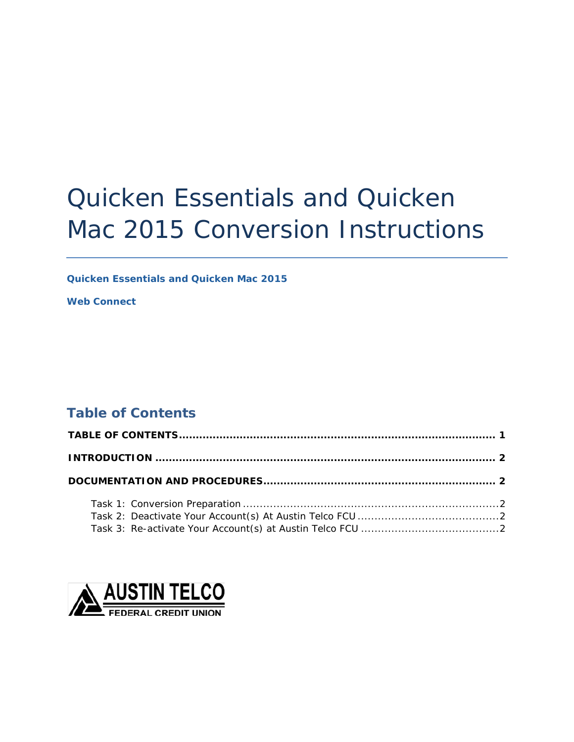# Quicken Essentials and Quicken Mac 2015 Conversion Instructions

**Quicken Essentials and Quicken Mac 2015**

**Web Connect**

## Table of Contents

**TABLE OF CONTENTS ........................................................................................ 1**

**INTRODUCTION ............................................................................................... 2**

**DOCUMENTATION AND PROCEDURES ............................................................... 2**

Task 1: Conversion Preparation ........................................................................ 2
Task 2: Deactivate Your Account(s) At Austin Telco FCU ........................................ 2
Task 3: Re-activate Your Account(s) at Austin Telco FCU ........................................ 2

AUSTIN TELCO
FEDERAL CREDIT UNION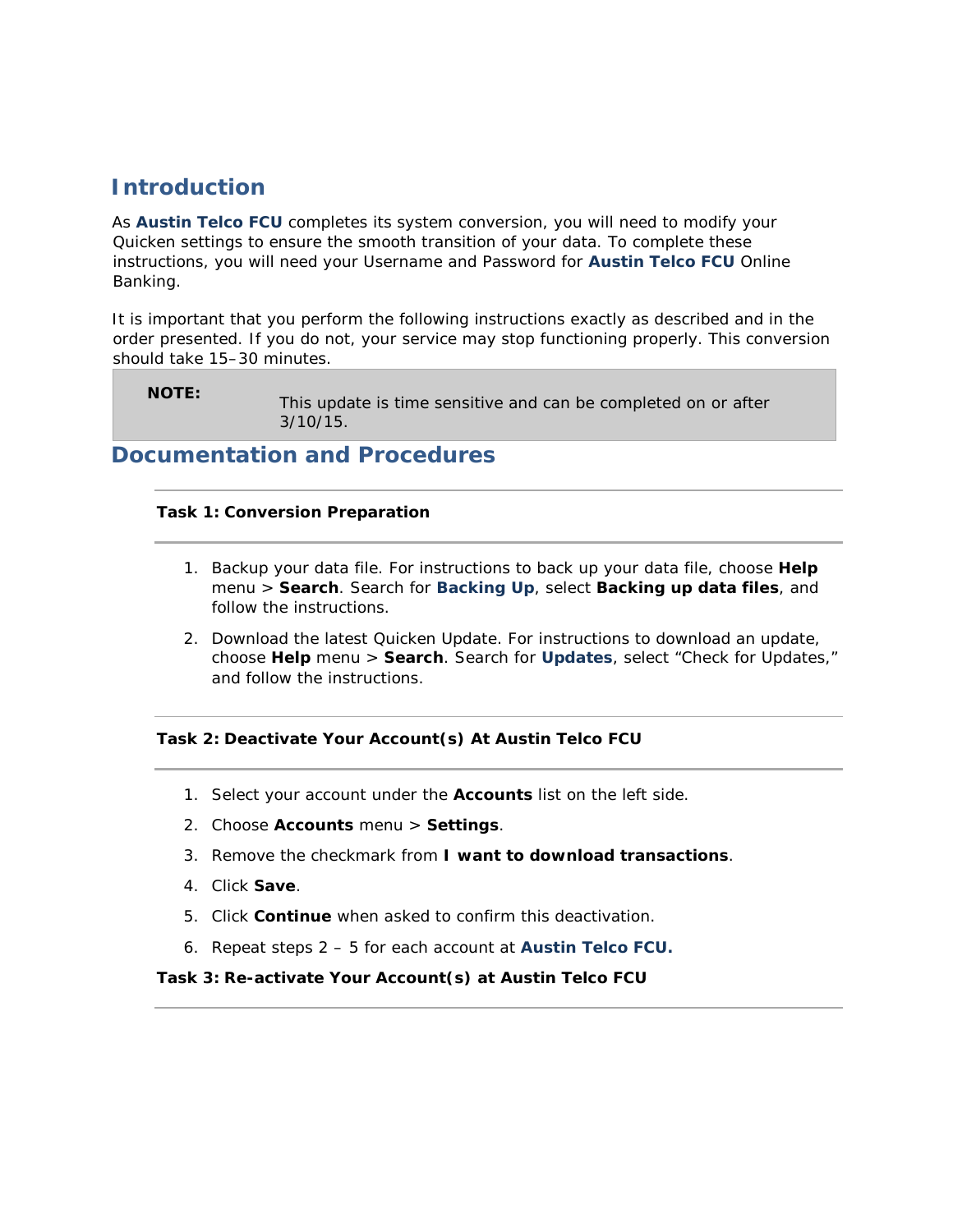## Introduction

As **Austin Telco FCU** completes its system conversion, you will need to modify your Quicken settings to ensure the smooth transition of your data. To complete these instructions, you will need your Username and Password for **Austin Telco FCU** Online Banking.

It is important that you perform the following instructions exactly as described and in the order presented. If you do not, your service may stop functioning properly. This conversion should take 15–30 minutes.

| **NOTE:** | This update is time sensitive and can be completed on or after 3/10/15. |
| --- | --- |

## Documentation and Procedures

### Task 1: Conversion Preparation

1. Backup your data file. For instructions to back up your data file, choose **Help** menu > **Search**. Search for **Backing Up**, select **Backing up data files**, and follow the instructions.
2. Download the latest Quicken Update. For instructions to download an update, choose **Help** menu > **Search**. Search for **Updates**, select “Check for Updates,” and follow the instructions.

### Task 2: Deactivate Your Account(s) At Austin Telco FCU

1. Select your account under the **Accounts** list on the left side.
2. Choose **Accounts** menu > **Settings**.
3. Remove the checkmark from **I want to download transactions**.
4. Click **Save**.
5. Click **Continue** when asked to confirm this deactivation.
6. Repeat steps 2 – 5 for each account at **Austin Telco FCU.**

### Task 3: Re-activate Your Account(s) at Austin Telco FCU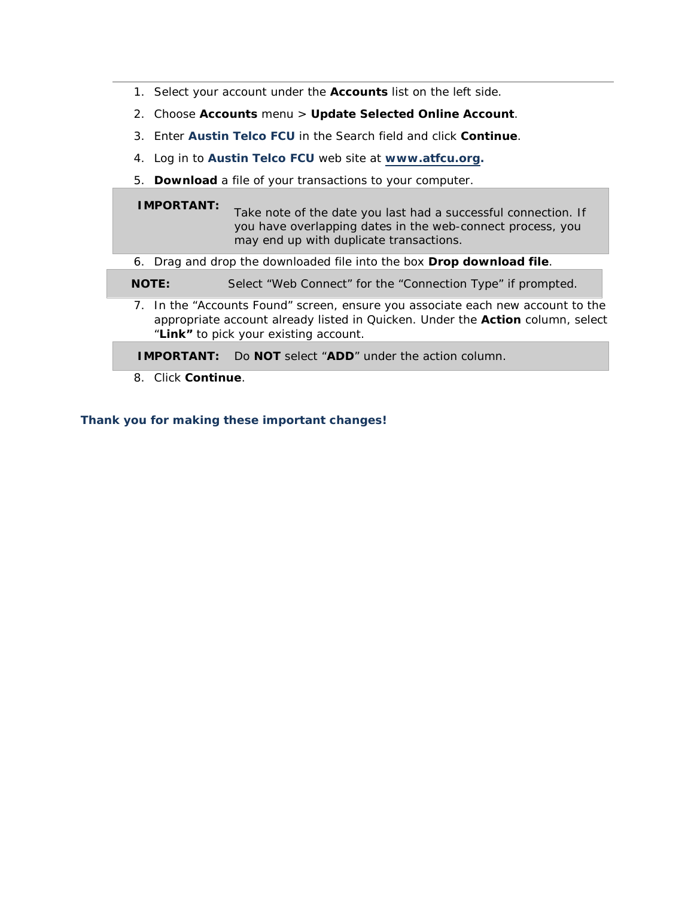1. Select your account under the **Accounts** list on the left side.
2. Choose **Accounts** menu > **Update Selected Online Account**.
3. Enter **Austin Telco FCU** in the Search field and click **Continue**.
4. Log in to **Austin Telco FCU** web site at **www.atfcu.org.**
5. **Download** a file of your transactions to your computer.

| | |
|---|---|
| **IMPORTANT:** | Take note of the date you last had a successful connection. If you have overlapping dates in the web-connect process, you may end up with duplicate transactions. |

6. Drag and drop the downloaded file into the box **Drop download file**.

| | |
|---|---|
| **NOTE:** | Select “Web Connect” for the “Connection Type” if prompted. |

7. In the “Accounts Found” screen, ensure you associate each new account to the appropriate account already listed in Quicken. Under the **Action** column, select “**Link”** to pick your existing account.

| | |
|---|---|
| **IMPORTANT:** | Do **NOT** select “**ADD**” under the action column. |

8. Click **Continue**.

**Thank you for making these important changes!**